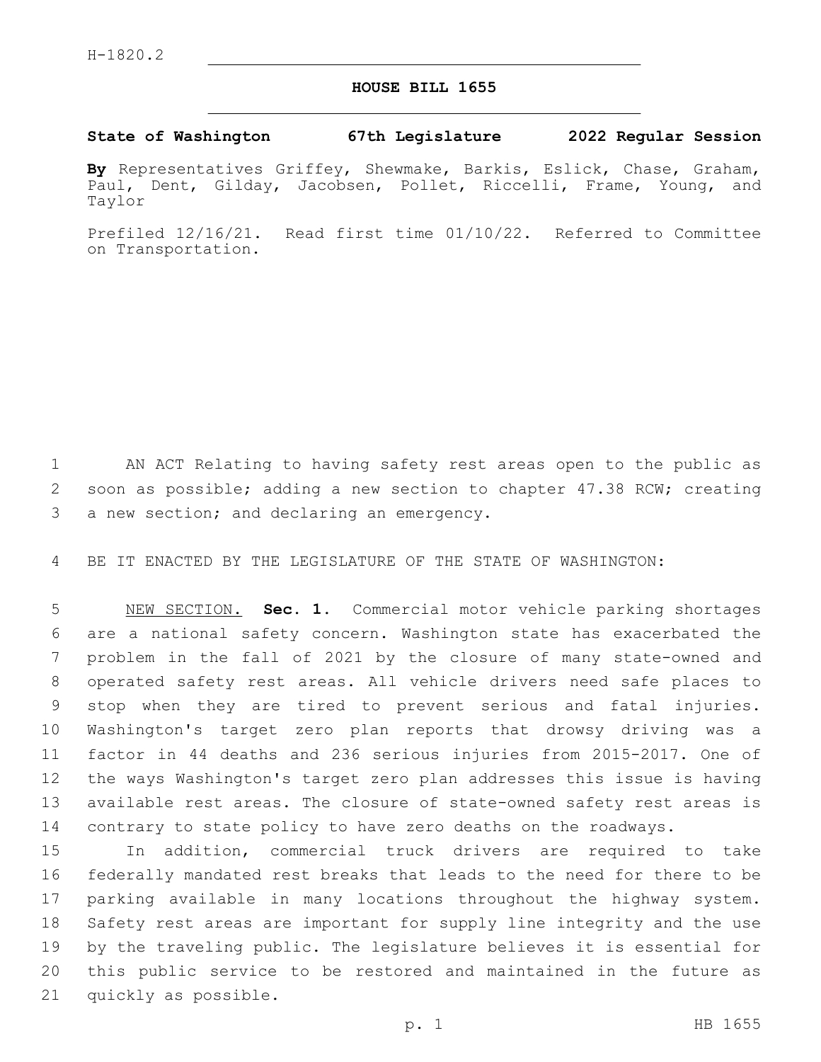H-1820.2

# HOUSE BILL 1655

**State of Washington 67th Legislature 2022 Regular Session**

**By** Representatives Griffey, Shewmake, Barkis, Eslick, Chase, Graham, Paul, Dent, Gilday, Jacobsen, Pollet, Riccelli, Frame, Young, and Taylor

Prefiled 12/16/21. Read first time 01/10/22. Referred to Committee on Transportation.

AN ACT Relating to having safety rest areas open to the public as soon as possible; adding a new section to chapter 47.38 RCW; creating a new section; and declaring an emergency.

BE IT ENACTED BY THE LEGISLATURE OF THE STATE OF WASHINGTON:

NEW SECTION. **Sec. 1.** Commercial motor vehicle parking shortages are a national safety concern. Washington state has exacerbated the problem in the fall of 2021 by the closure of many state-owned and operated safety rest areas. All vehicle drivers need safe places to stop when they are tired to prevent serious and fatal injuries. Washington's target zero plan reports that drowsy driving was a factor in 44 deaths and 236 serious injuries from 2015-2017. One of the ways Washington's target zero plan addresses this issue is having available rest areas. The closure of state-owned safety rest areas is contrary to state policy to have zero deaths on the roadways.

In addition, commercial truck drivers are required to take federally mandated rest breaks that leads to the need for there to be parking available in many locations throughout the highway system. Safety rest areas are important for supply line integrity and the use by the traveling public. The legislature believes it is essential for this public service to be restored and maintained in the future as quickly as possible.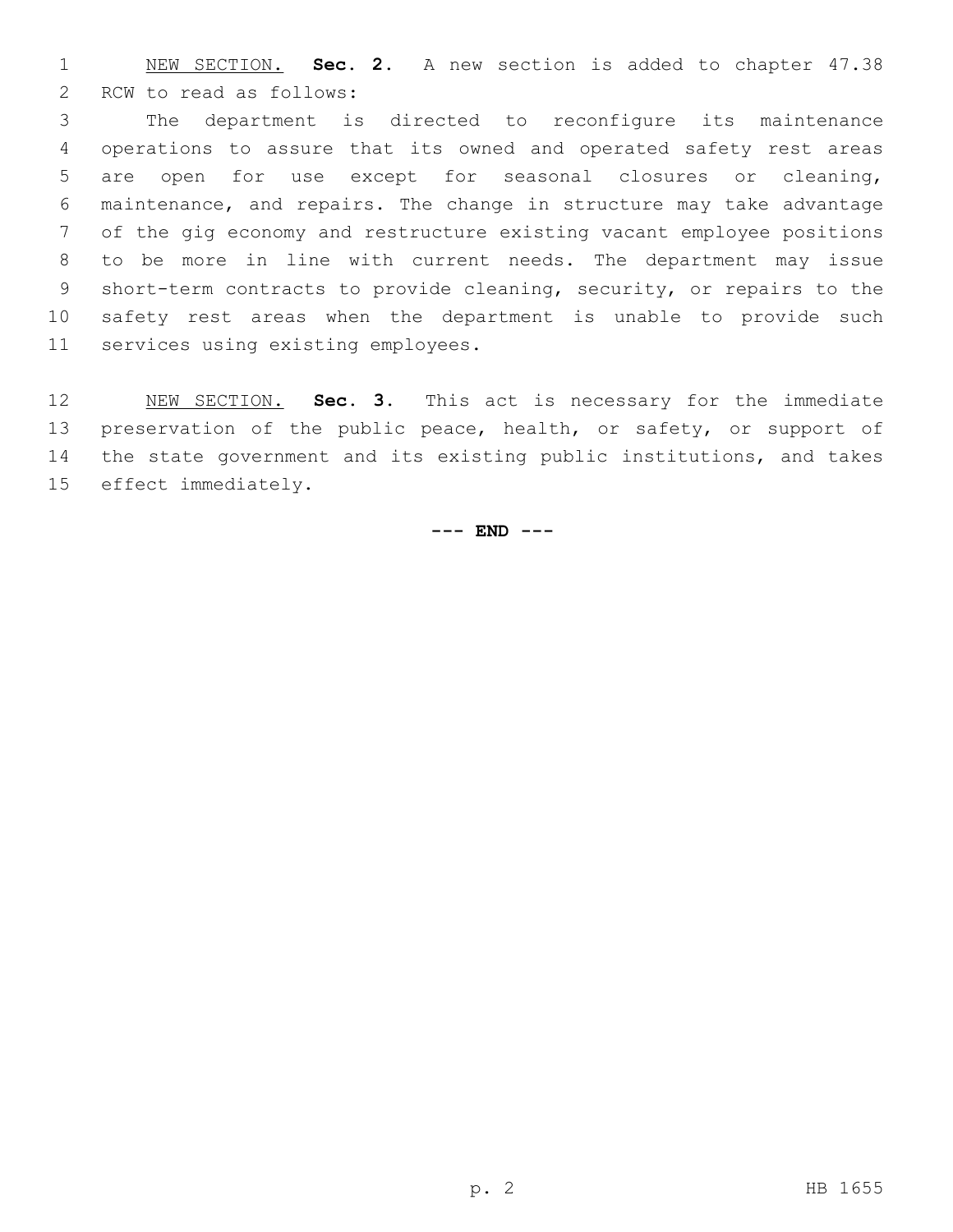NEW SECTION. **Sec. 2.** A new section is added to chapter 47.38 RCW to read as follows:

The department is directed to reconfigure its maintenance operations to assure that its owned and operated safety rest areas are open for use except for seasonal closures or cleaning, maintenance, and repairs. The change in structure may take advantage of the gig economy and restructure existing vacant employee positions to be more in line with current needs. The department may issue short-term contracts to provide cleaning, security, or repairs to the safety rest areas when the department is unable to provide such services using existing employees.

NEW SECTION. **Sec. 3.** This act is necessary for the immediate preservation of the public peace, health, or safety, or support of the state government and its existing public institutions, and takes effect immediately.

**--- END ---**